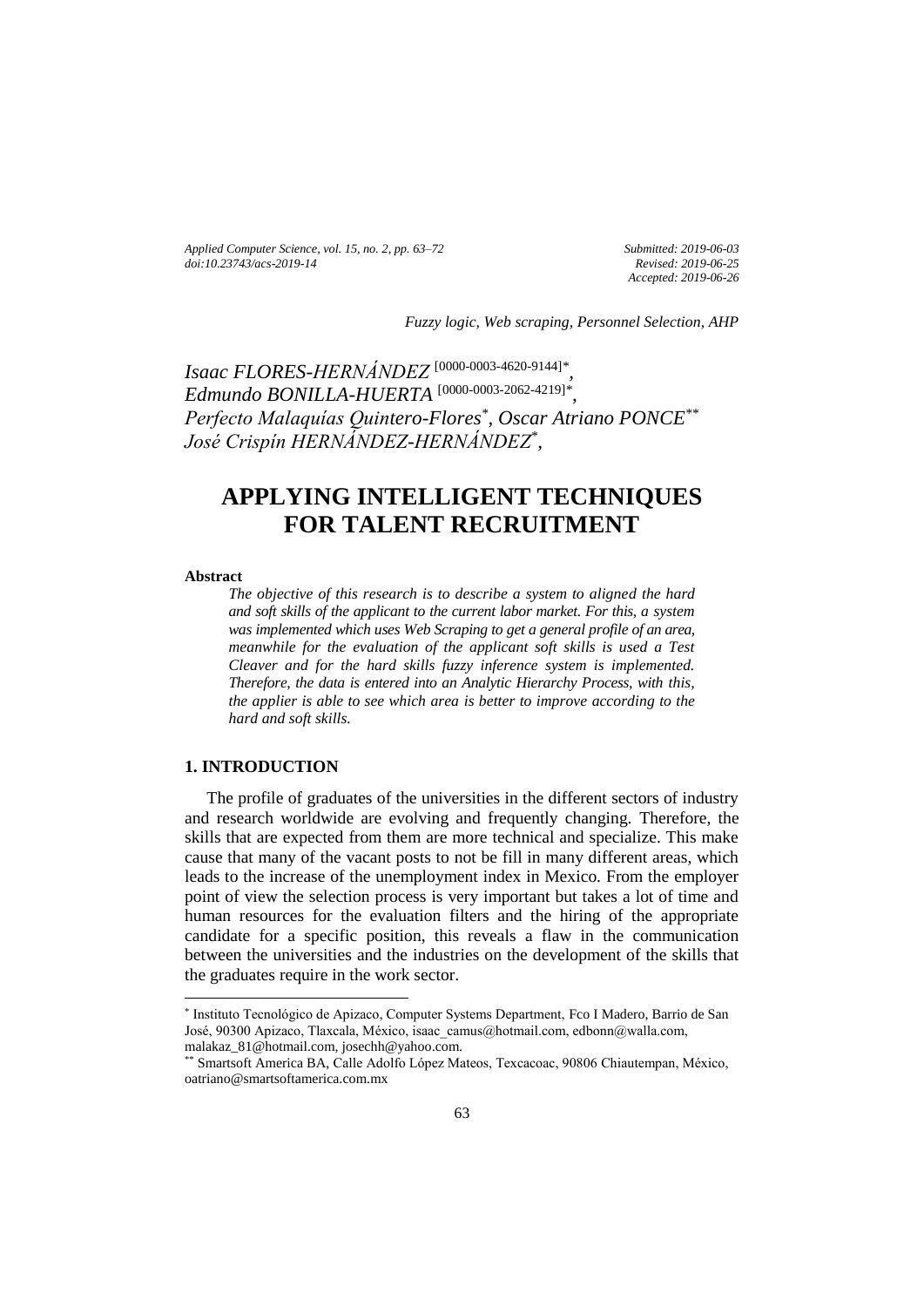*Fuzzy logic, Web scraping, Personnel Selection, AHP*

*Isaac FLORES-HERNÁNDEZ* [0000-0003-4620-9144]*,
*Edmundo BONILLA-HUERTA* [0000-0003-2062-4219]*,
*Perfecto Malaquías Quintero-Flores*[*], *Oscar Atriano PONCE*[**]
*José Crispín HERNÁNDEZ-HERNÁNDEZ*[*],

# APPLYING INTELLIGENT TECHNIQUES FOR TALENT RECRUITMENT

**Abstract**

*The objective of this research is to describe a system to aligned the hard and soft skills of the applicant to the current labor market. For this, a system was implemented which uses Web Scraping to get a general profile of an area, meanwhile for the evaluation of the applicant soft skills is used a Test Cleaver and for the hard skills fuzzy inference system is implemented. Therefore, the data is entered into an Analytic Hierarchy Process, with this, the applier is able to see which area is better to improve according to the hard and soft skills.*

## 1. INTRODUCTION

The profile of graduates of the universities in the different sectors of industry and research worldwide are evolving and frequently changing. Therefore, the skills that are expected from them are more technical and specialize. This make cause that many of the vacant posts to not be fill in many different areas, which leads to the increase of the unemployment index in Mexico. From the employer point of view the selection process is very important but takes a lot of time and human resources for the evaluation filters and the hiring of the appropriate candidate for a specific position, this reveals a flaw in the communication between the universities and the industries on the development of the skills that the graduates require in the work sector.

---

[*] Instituto Tecnológico de Apizaco, Computer Systems Department, Fco I Madero, Barrio de San José, 90300 Apizaco, Tlaxcala, México, isaac_camus@hotmail.com, edbonn@walla.com, malakaz_81@hotmail.com, josechh@yahoo.com.

[**] Smartsoft America BA, Calle Adolfo López Mateos, Texcacoac, 90806 Chiautempan, México, oatriano@smartsoftamerica.com.mx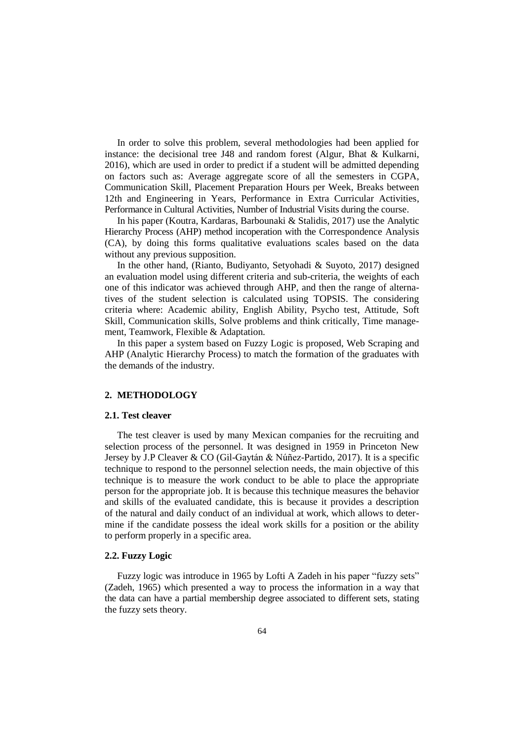In order to solve this problem, several methodologies had been applied for instance: the decisional tree J48 and random forest (Algur, Bhat & Kulkarni, 2016), which are used in order to predict if a student will be admitted depending on factors such as: Average aggregate score of all the semesters in CGPA, Communication Skill, Placement Preparation Hours per Week, Breaks between 12th and Engineering in Years, Performance in Extra Curricular Activities, Performance in Cultural Activities, Number of Industrial Visits during the course.

In his paper (Koutra, Kardaras, Barbounaki & Stalidis, 2017) use the Analytic Hierarchy Process (AHP) method incoperation with the Correspondence Analysis (CA), by doing this forms qualitative evaluations scales based on the data without any previous supposition.

In the other hand, (Rianto, Budiyanto, Setyohadi & Suyoto, 2017) designed an evaluation model using different criteria and sub-criteria, the weights of each one of this indicator was achieved through AHP, and then the range of alternatives of the student selection is calculated using TOPSIS. The considering criteria where: Academic ability, English Ability, Psycho test, Attitude, Soft Skill, Communication skills, Solve problems and think critically, Time management, Teamwork, Flexible & Adaptation.

In this paper a system based on Fuzzy Logic is proposed, Web Scraping and AHP (Analytic Hierarchy Process) to match the formation of the graduates with the demands of the industry.

## 2. METHODOLOGY

### 2.1. Test cleaver

The test cleaver is used by many Mexican companies for the recruiting and selection process of the personnel. It was designed in 1959 in Princeton New Jersey by J.P Cleaver & CO (Gil-Gaytán & Núñez-Partido, 2017). It is a specific technique to respond to the personnel selection needs, the main objective of this technique is to measure the work conduct to be able to place the appropriate person for the appropriate job. It is because this technique measures the behavior and skills of the evaluated candidate, this is because it provides a description of the natural and daily conduct of an individual at work, which allows to determine if the candidate possess the ideal work skills for a position or the ability to perform properly in a specific area.

### 2.2. Fuzzy Logic

Fuzzy logic was introduce in 1965 by Lofti A Zadeh in his paper "fuzzy sets" (Zadeh, 1965) which presented a way to process the information in a way that the data can have a partial membership degree associated to different sets, stating the fuzzy sets theory.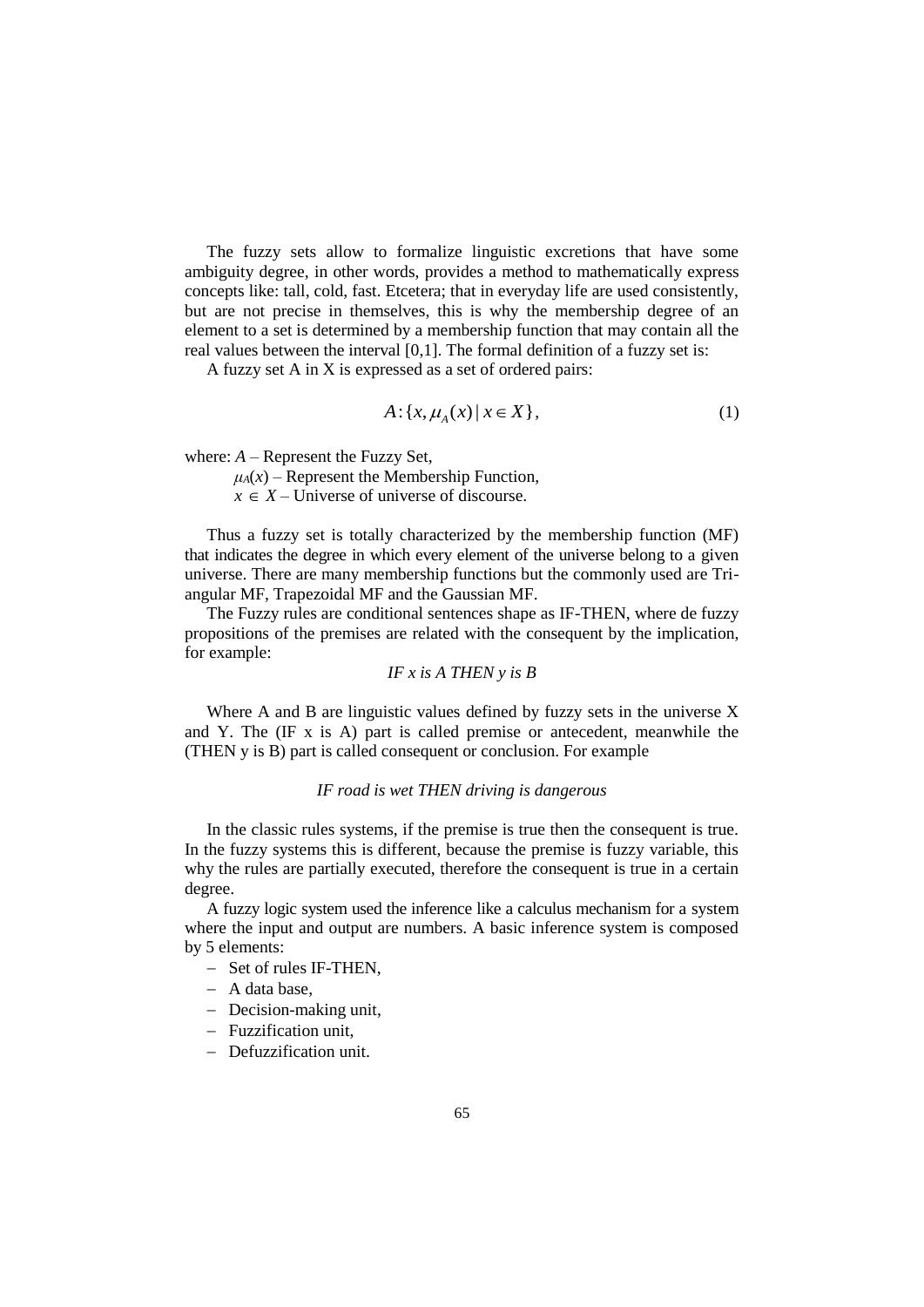The fuzzy sets allow to formalize linguistic excretions that have some ambiguity degree, in other words, provides a method to mathematically express concepts like: tall, cold, fast. Etcetera; that in everyday life are used consistently, but are not precise in themselves, this is why the membership degree of an element to a set is determined by a membership function that may contain all the real values between the interval [0,1]. The formal definition of a fuzzy set is:

A fuzzy set A in X is expressed as a set of ordered pairs:

$$A:\{x, \mu_A(x) \mid x \in X\}, \tag{1}$$

where: $A$ – Represent the Fuzzy Set,

$\mu_A(x)$ – Represent the Membership Function,

$x \in X$ – Universe of universe of discourse.

Thus a fuzzy set is totally characterized by the membership function (MF) that indicates the degree in which every element of the universe belong to a given universe. There are many membership functions but the commonly used are Triangular MF, Trapezoidal MF and the Gaussian MF.

The Fuzzy rules are conditional sentences shape as IF-THEN, where de fuzzy propositions of the premises are related with the consequent by the implication, for example:

*IF x is A THEN y is B*

Where A and B are linguistic values defined by fuzzy sets in the universe X and Y. The (IF x is A) part is called premise or antecedent, meanwhile the (THEN y is B) part is called consequent or conclusion. For example

*IF road is wet THEN driving is dangerous*

In the classic rules systems, if the premise is true then the consequent is true. In the fuzzy systems this is different, because the premise is fuzzy variable, this why the rules are partially executed, therefore the consequent is true in a certain degree.

A fuzzy logic system used the inference like a calculus mechanism for a system where the input and output are numbers. A basic inference system is composed by 5 elements:

- Set of rules IF-THEN,
- A data base,
- Decision-making unit,
- Fuzzification unit,
- Defuzzification unit.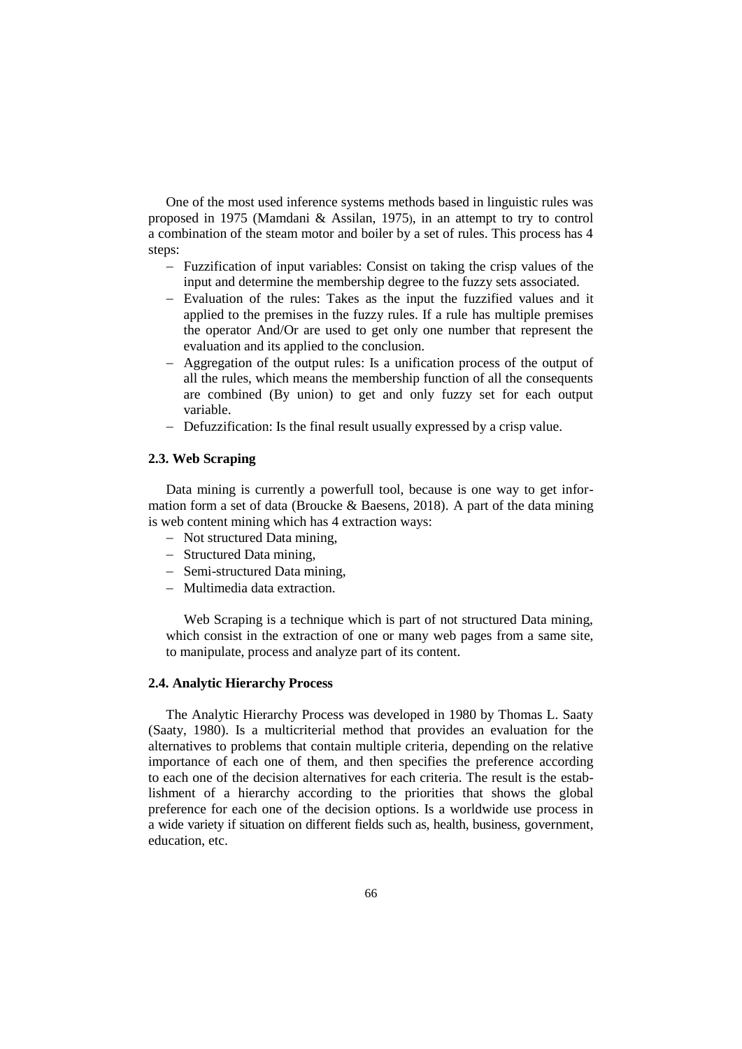One of the most used inference systems methods based in linguistic rules was proposed in 1975 (Mamdani & Assilan, 1975), in an attempt to try to control a combination of the steam motor and boiler by a set of rules. This process has 4 steps:

- Fuzzification of input variables: Consist on taking the crisp values of the input and determine the membership degree to the fuzzy sets associated.
- Evaluation of the rules: Takes as the input the fuzzified values and it applied to the premises in the fuzzy rules. If a rule has multiple premises the operator And/Or are used to get only one number that represent the evaluation and its applied to the conclusion.
- Aggregation of the output rules: Is a unification process of the output of all the rules, which means the membership function of all the consequents are combined (By union) to get and only fuzzy set for each output variable.
- Defuzzification: Is the final result usually expressed by a crisp value.

### 2.3. Web Scraping

Data mining is currently a powerfull tool, because is one way to get information form a set of data (Broucke & Baesens, 2018). A part of the data mining is web content mining which has 4 extraction ways:

- Not structured Data mining,
- Structured Data mining,
- Semi-structured Data mining,
- Multimedia data extraction.

Web Scraping is a technique which is part of not structured Data mining, which consist in the extraction of one or many web pages from a same site, to manipulate, process and analyze part of its content.

### 2.4. Analytic Hierarchy Process

The Analytic Hierarchy Process was developed in 1980 by Thomas L. Saaty (Saaty, 1980). Is a multicriterial method that provides an evaluation for the alternatives to problems that contain multiple criteria, depending on the relative importance of each one of them, and then specifies the preference according to each one of the decision alternatives for each criteria. The result is the establishment of a hierarchy according to the priorities that shows the global preference for each one of the decision options. Is a worldwide use process in a wide variety if situation on different fields such as, health, business, government, education, etc.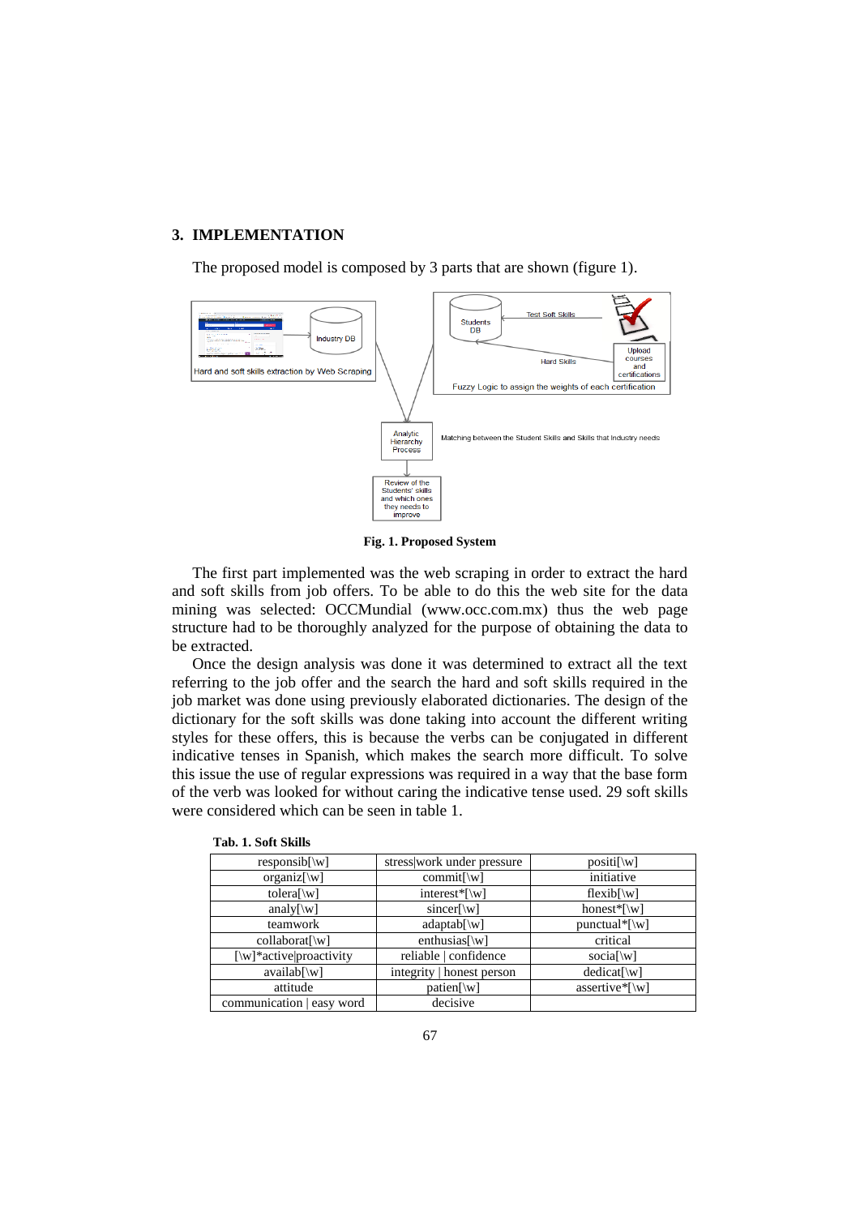## 3. IMPLEMENTATION

The proposed model is composed by 3 parts that are shown (figure 1).

**Fig. 1. Proposed System**

The first part implemented was the web scraping in order to extract the hard and soft skills from job offers. To be able to do this the web site for the data mining was selected: OCCMundial (www.occ.com.mx) thus the web page structure had to be thoroughly analyzed for the purpose of obtaining the data to be extracted.

Once the design analysis was done it was determined to extract all the text referring to the job offer and the search the hard and soft skills required in the job market was done using previously elaborated dictionaries. The design of the dictionary for the soft skills was done taking into account the different writing styles for these offers, this is because the verbs can be conjugated in different indicative tenses in Spanish, which makes the search more difficult. To solve this issue the use of regular expressions was required in a way that the base form of the verb was looked for without caring the indicative tense used. 29 soft skills were considered which can be seen in table 1.

**Tab. 1. Soft Skills**

| | | |
|---|---|---|
| responsib[\w] | stress\|work under pressure | positi[\w] |
| organiz[\w] | commit[\w] | initiative |
| tolera[\w] | interest*[\w] | flexib[\w] |
| analy[\w] | sincer[\w] | honest*[\w] |
| teamwork | adaptab[\w] | punctual*[\w] |
| collaborat[\w] | enthusias[\w] | critical |
| [\w]*active\|proactivity | reliable \| confidence | social[\w] |
| availab[\w] | integrity \| honest person | dedicat[\w] |
| attitude | patien[\w] | assertive*[\w] |
| communication \| easy word | decisive | |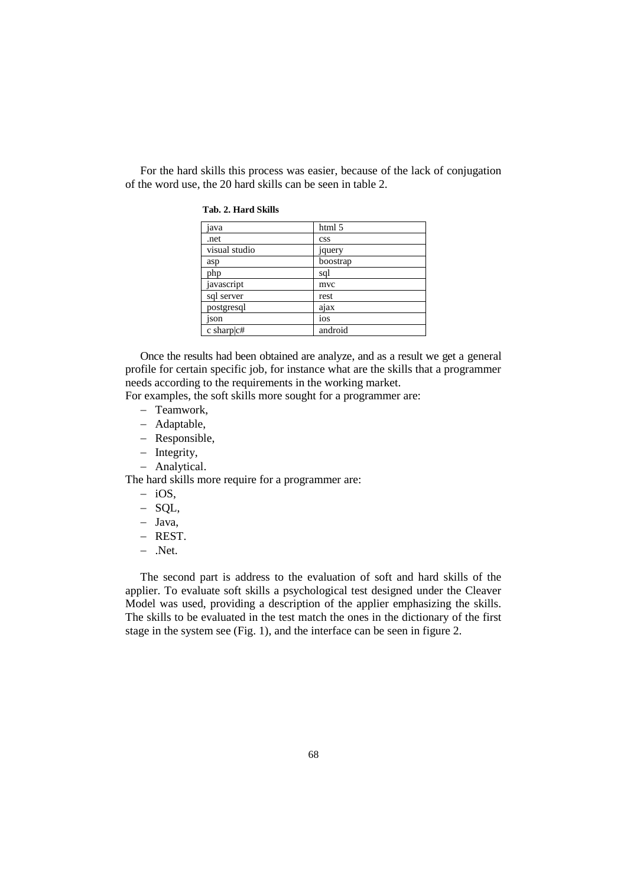For the hard skills this process was easier, because of the lack of conjugation of the word use, the 20 hard skills can be seen in table 2.

**Tab. 2. Hard Skills**

| java | html 5 |
|---|---|
| .net | css |
| visual studio | jquery |
| asp | boostrap |
| php | sql |
| javascript | mvc |
| sql server | rest |
| postgresql | ajax |
| json | ios |
| c sharp|c# | android |

Once the results had been obtained are analyze, and as a result we get a general profile for certain specific job, for instance what are the skills that a programmer needs according to the requirements in the working market.
For examples, the soft skills more sought for a programmer are:

- Teamwork,
- Adaptable,
- Responsible,
- Integrity,
- Analytical.

The hard skills more require for a programmer are:

- iOS,
- SQL,
- Java,
- REST.
- .Net.

The second part is address to the evaluation of soft and hard skills of the applier. To evaluate soft skills a psychological test designed under the Cleaver Model was used, providing a description of the applier emphasizing the skills. The skills to be evaluated in the test match the ones in the dictionary of the first stage in the system see (Fig. 1), and the interface can be seen in figure 2.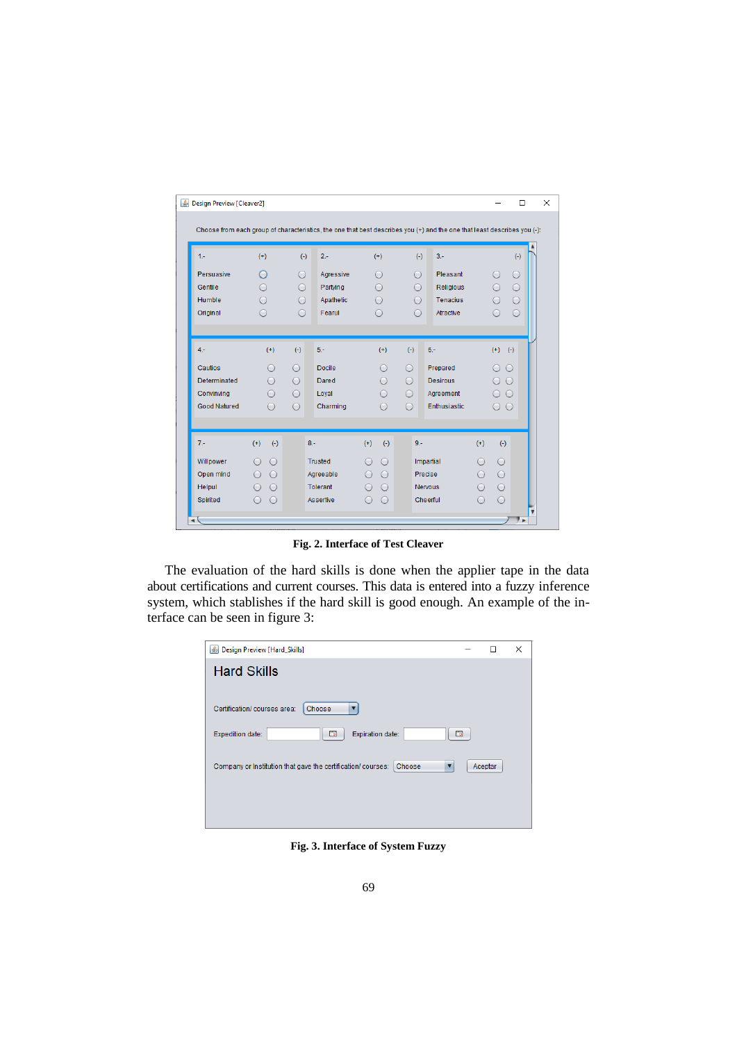Fig. 2. Interface of Test Cleaver

The evaluation of the hard skills is done when the applier tape in the data about certifications and current courses. This data is entered into a fuzzy inference system, which stablishes if the hard skill is good enough. An example of the interface can be seen in figure 3:

Fig. 3. Interface of System Fuzzy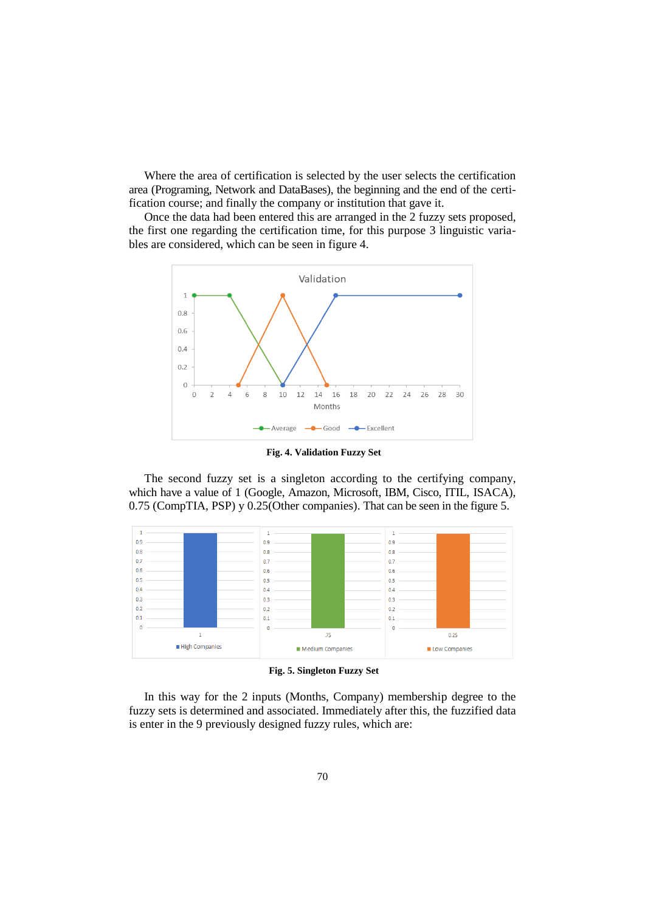Where the area of certification is selected by the user selects the certification area (Programing, Network and DataBases), the beginning and the end of the certification course; and finally the company or institution that gave it.

Once the data had been entered this are arranged in the 2 fuzzy sets proposed, the first one regarding the certification time, for this purpose 3 linguistic variables are considered, which can be seen in figure 4.

**Fig. 4. Validation Fuzzy Set**

The second fuzzy set is a singleton according to the certifying company, which have a value of 1 (Google, Amazon, Microsoft, IBM, Cisco, ITIL, ISACA), 0.75 (CompTIA, PSP) y 0.25(Other companies). That can be seen in the figure 5.

**Fig. 5. Singleton Fuzzy Set**

In this way for the 2 inputs (Months, Company) membership degree to the fuzzy sets is determined and associated. Immediately after this, the fuzzified data is enter in the 9 previously designed fuzzy rules, which are: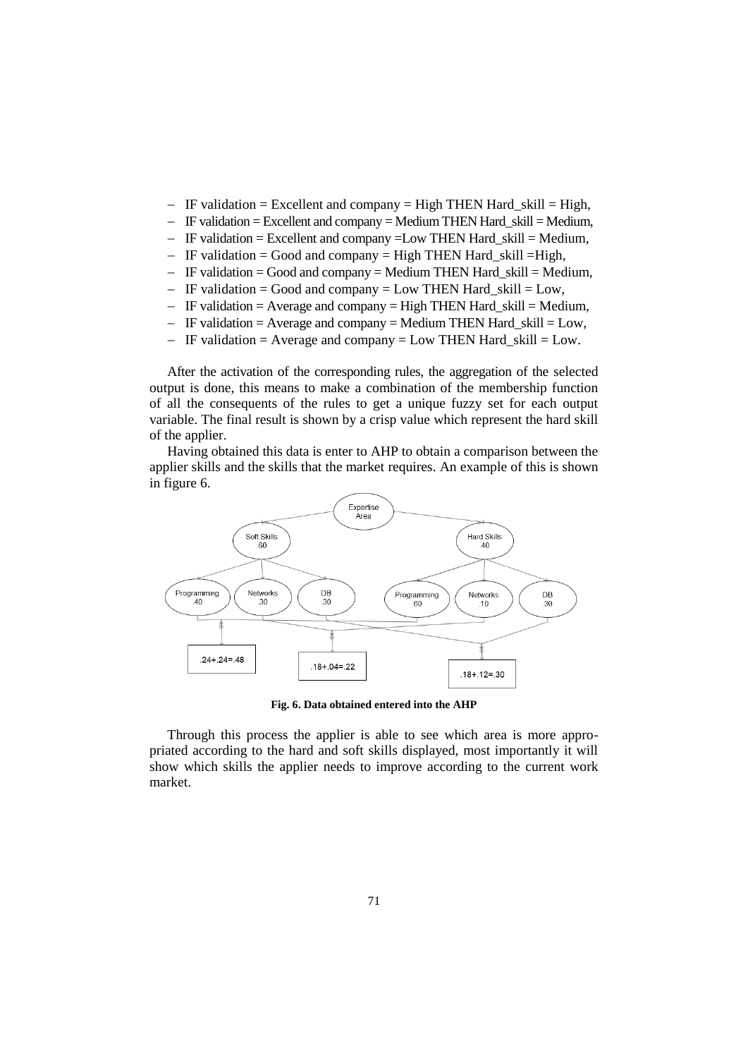- IF validation = Excellent and company = High THEN Hard_skill = High,
- IF validation = Excellent and company = Medium THEN Hard_skill = Medium,
- IF validation = Excellent and company =Low THEN Hard_skill = Medium,
- IF validation = Good and company = High THEN Hard_skill =High,
- IF validation = Good and company = Medium THEN Hard_skill = Medium,
- IF validation = Good and company = Low THEN Hard_skill = Low,
- IF validation = Average and company = High THEN Hard_skill = Medium,
- IF validation = Average and company = Medium THEN Hard_skill = Low,
- IF validation = Average and company = Low THEN Hard_skill = Low.

After the activation of the corresponding rules, the aggregation of the selected output is done, this means to make a combination of the membership function of all the consequents of the rules to get a unique fuzzy set for each output variable. The final result is shown by a crisp value which represent the hard skill of the applier.

Having obtained this data is enter to AHP to obtain a comparison between the applier skills and the skills that the market requires. An example of this is shown in figure 6.

**Fig. 6. Data obtained entered into the AHP**

Through this process the applier is able to see which area is more appropriated according to the hard and soft skills displayed, most importantly it will show which skills the applier needs to improve according to the current work market.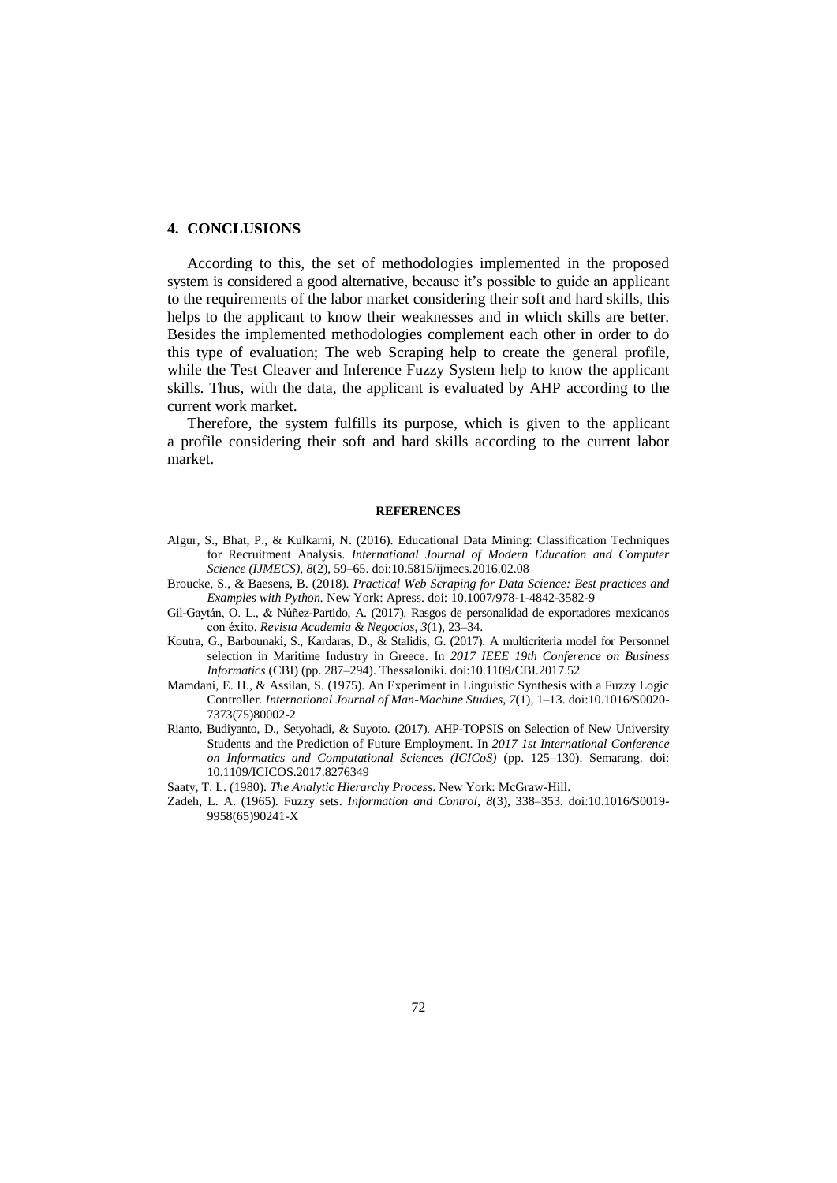## 4. CONCLUSIONS

According to this, the set of methodologies implemented in the proposed system is considered a good alternative, because it's possible to guide an applicant to the requirements of the labor market considering their soft and hard skills, this helps to the applicant to know their weaknesses and in which skills are better. Besides the implemented methodologies complement each other in order to do this type of evaluation; The web Scraping help to create the general profile, while the Test Cleaver and Inference Fuzzy System help to know the applicant skills. Thus, with the data, the applicant is evaluated by AHP according to the current work market.

Therefore, the system fulfills its purpose, which is given to the applicant a profile considering their soft and hard skills according to the current labor market.

### REFERENCES

Algur, S., Bhat, P., & Kulkarni, N. (2016). Educational Data Mining: Classification Techniques for Recruitment Analysis. *International Journal of Modern Education and Computer Science (IJMECS)*, *8*(2), 59–65. doi:10.5815/ijmecs.2016.02.08

Broucke, S., & Baesens, B. (2018). *Practical Web Scraping for Data Science: Best practices and Examples with Python.* New York: Apress. doi: 10.1007/978-1-4842-3582-9

Gil-Gaytán, O. L., & Núñez-Partido, A. (2017). Rasgos de personalidad de exportadores mexicanos con éxito. *Revista Academia & Negocios*, *3*(1), 23–34.

Koutra, G., Barbounaki, S., Kardaras, D., & Stalidis, G. (2017). A multicriteria model for Personnel selection in Maritime Industry in Greece. In *2017 IEEE 19th Conference on Business Informatics* (CBI) (pp. 287–294). Thessaloniki. doi:10.1109/CBI.2017.52

Mamdani, E. H., & Assilan, S. (1975). An Experiment in Linguistic Synthesis with a Fuzzy Logic Controller. *International Journal of Man-Machine Studies*, *7*(1), 1–13. doi:10.1016/S0020-7373(75)80002-2

Rianto, Budiyanto, D., Setyohadi, & Suyoto. (2017). AHP-TOPSIS on Selection of New University Students and the Prediction of Future Employment. In *2017 1st International Conference on Informatics and Computational Sciences (ICICoS)* (pp. 125–130). Semarang. doi: 10.1109/ICICOS.2017.8276349

Saaty, T. L. (1980). *The Analytic Hierarchy Process*. New York: McGraw-Hill.

Zadeh, L. A. (1965). Fuzzy sets. *Information and Control*, *8*(3), 338–353. doi:10.1016/S0019-9958(65)90241-X